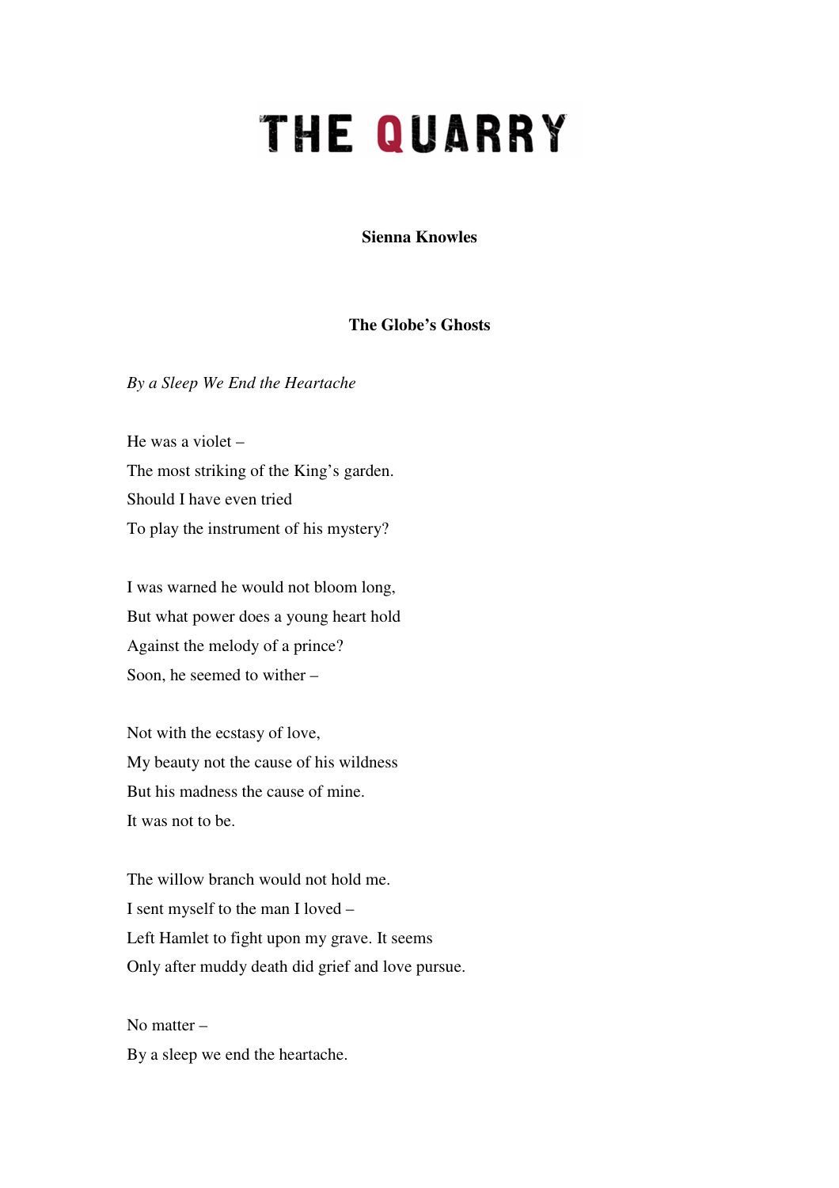# THE QUARRY

**Sienna Knowles**

## The Globe's Ghosts

*By a Sleep We End the Heartache*

He was a violet –  
The most striking of the King's garden.  
Should I have even tried  
To play the instrument of his mystery?

I was warned he would not bloom long,  
But what power does a young heart hold  
Against the melody of a prince?  
Soon, he seemed to wither –

Not with the ecstasy of love,  
My beauty not the cause of his wildness  
But his madness the cause of mine.  
It was not to be.

The willow branch would not hold me.  
I sent myself to the man I loved –  
Left Hamlet to fight upon my grave. It seems  
Only after muddy death did grief and love pursue.

No matter –  
By a sleep we end the heartache.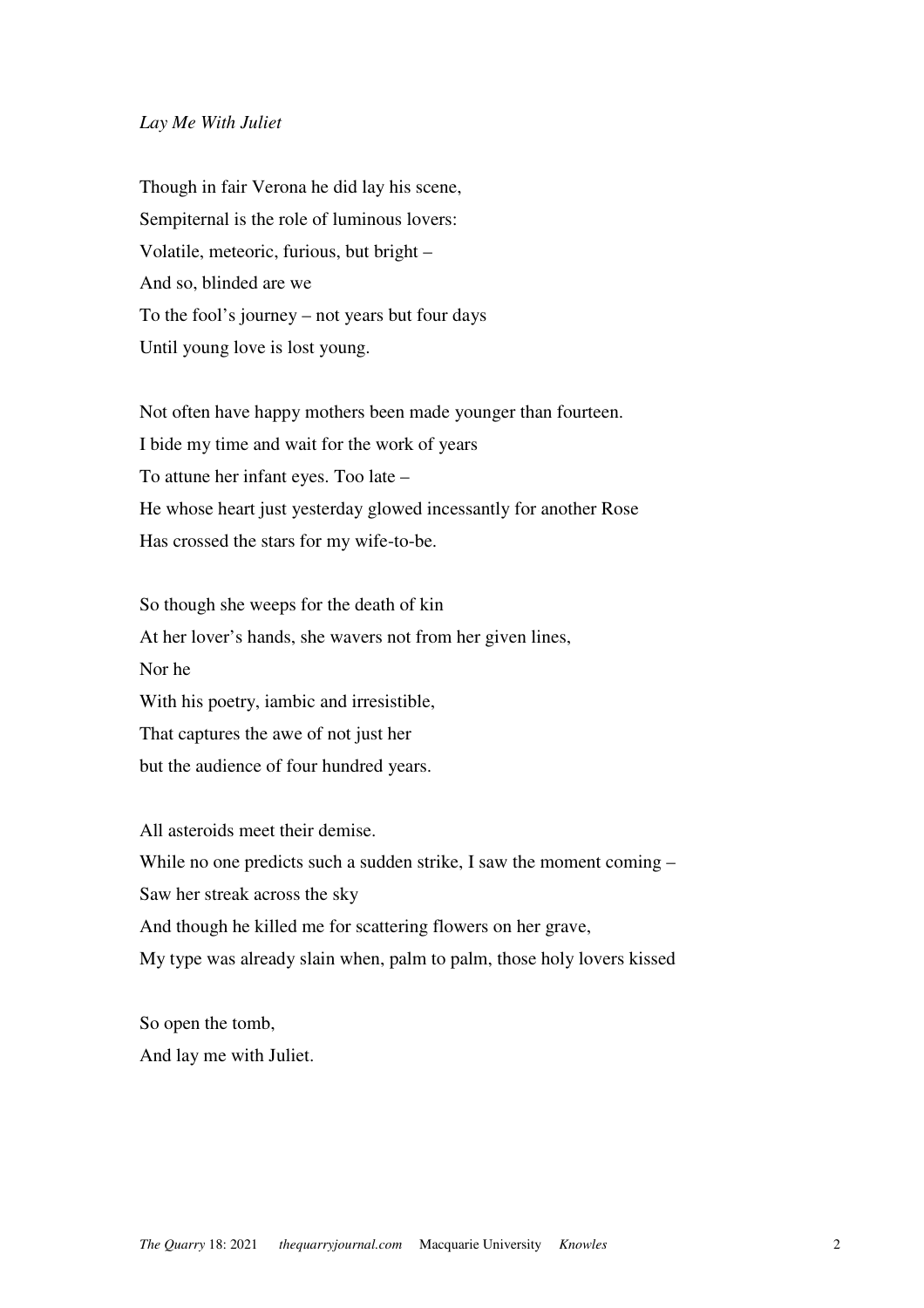*Lay Me With Juliet*

Though in fair Verona he did lay his scene,  
Sempiternal is the role of luminous lovers:  
Volatile, meteoric, furious, but bright –  
And so, blinded are we  
To the fool's journey – not years but four days  
Until young love is lost young.

Not often have happy mothers been made younger than fourteen.  
I bide my time and wait for the work of years  
To attune her infant eyes. Too late –  
He whose heart just yesterday glowed incessantly for another Rose  
Has crossed the stars for my wife-to-be.

So though she weeps for the death of kin  
At her lover's hands, she wavers not from her given lines,  
Nor he  
With his poetry, iambic and irresistible,  
That captures the awe of not just her  
but the audience of four hundred years.

All asteroids meet their demise.  
While no one predicts such a sudden strike, I saw the moment coming –  
Saw her streak across the sky  
And though he killed me for scattering flowers on her grave,  
My type was already slain when, palm to palm, those holy lovers kissed

So open the tomb,  
And lay me with Juliet.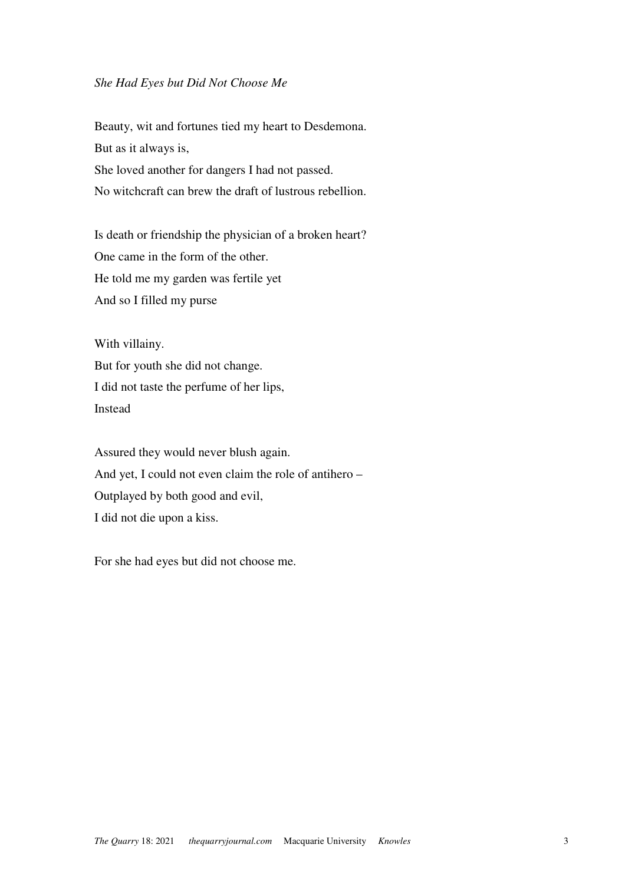*She Had Eyes but Did Not Choose Me*

Beauty, wit and fortunes tied my heart to Desdemona.  
But as it always is,  
She loved another for dangers I had not passed.  
No witchcraft can brew the draft of lustrous rebellion.

Is death or friendship the physician of a broken heart?  
One came in the form of the other.  
He told me my garden was fertile yet  
And so I filled my purse

With villainy.  
But for youth she did not change.  
I did not taste the perfume of her lips,  
Instead

Assured they would never blush again.  
And yet, I could not even claim the role of antihero –  
Outplayed by both good and evil,  
I did not die upon a kiss.

For she had eyes but did not choose me.